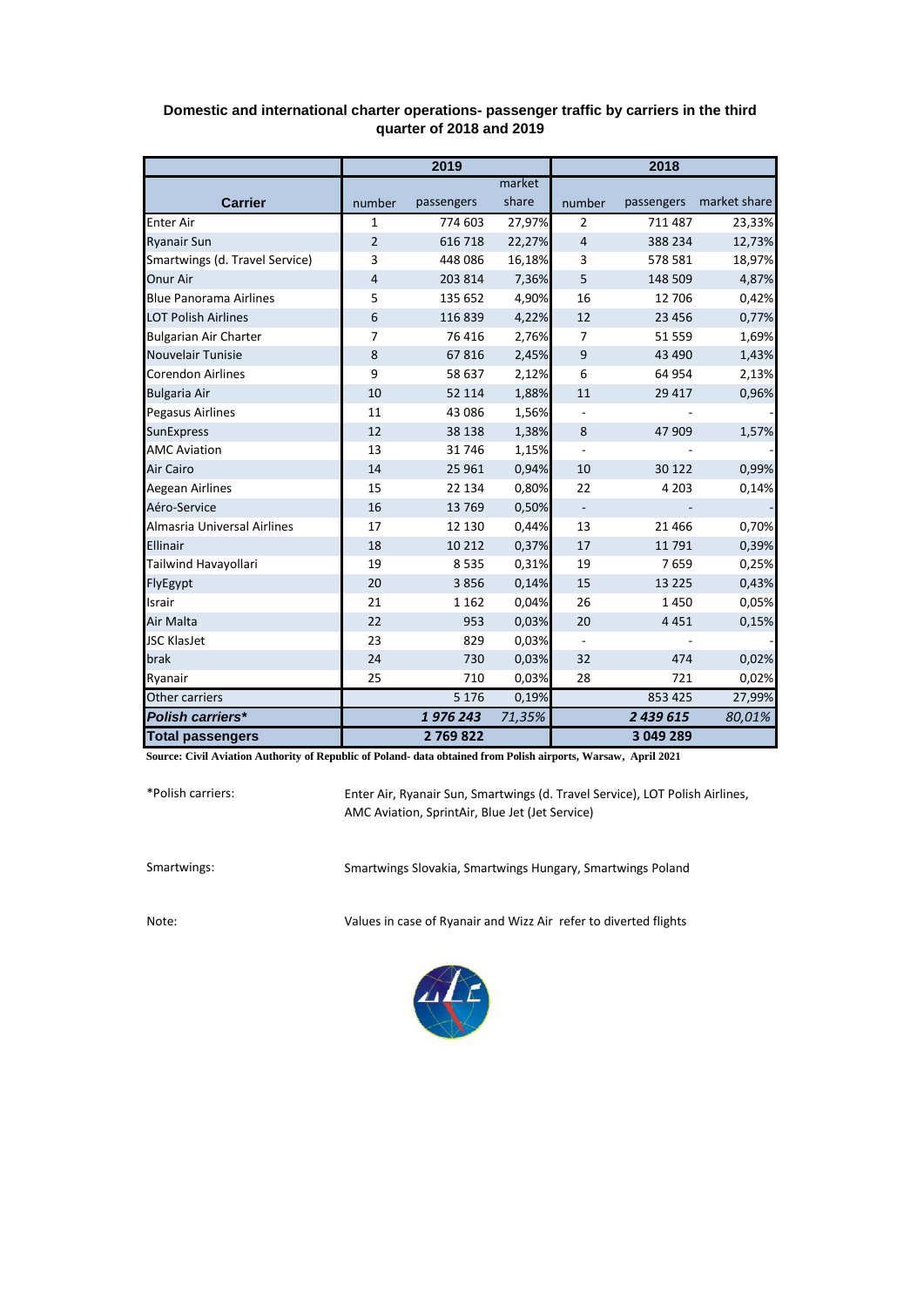## Domestic and international charter operations- passenger traffic by carriers in the third quarter of 2018 and 2019

| Carrier | 2019 | | | 2018 | | |
|---|---|---|---|---|---|---|
| | number | passengers | market share | number | passengers | market share |
| Enter Air | 1 | 774 603 | 27,97% | 2 | 711 487 | 23,33% |
| Ryanair Sun | 2 | 616 718 | 22,27% | 4 | 388 234 | 12,73% |
| Smartwings (d. Travel Service) | 3 | 448 086 | 16,18% | 3 | 578 581 | 18,97% |
| Onur Air | 4 | 203 814 | 7,36% | 5 | 148 509 | 4,87% |
| Blue Panorama Airlines | 5 | 135 652 | 4,90% | 16 | 12 706 | 0,42% |
| LOT Polish Airlines | 6 | 116 839 | 4,22% | 12 | 23 456 | 0,77% |
| Bulgarian Air Charter | 7 | 76 416 | 2,76% | 7 | 51 559 | 1,69% |
| Nouvelair Tunisie | 8 | 67 816 | 2,45% | 9 | 43 490 | 1,43% |
| Corendon Airlines | 9 | 58 637 | 2,12% | 6 | 64 954 | 2,13% |
| Bulgaria Air | 10 | 52 114 | 1,88% | 11 | 29 417 | 0,96% |
| Pegasus Airlines | 11 | 43 086 | 1,56% | - | - | - |
| SunExpress | 12 | 38 138 | 1,38% | 8 | 47 909 | 1,57% |
| AMC Aviation | 13 | 31 746 | 1,15% | - | - | - |
| Air Cairo | 14 | 25 961 | 0,94% | 10 | 30 122 | 0,99% |
| Aegean Airlines | 15 | 22 134 | 0,80% | 22 | 4 203 | 0,14% |
| Aéro-Service | 16 | 13 769 | 0,50% | - | - | - |
| Almasria Universal Airlines | 17 | 12 130 | 0,44% | 13 | 21 466 | 0,70% |
| Ellinair | 18 | 10 212 | 0,37% | 17 | 11 791 | 0,39% |
| Tailwind Havayollari | 19 | 8 535 | 0,31% | 19 | 7 659 | 0,25% |
| FlyEgypt | 20 | 3 856 | 0,14% | 15 | 13 225 | 0,43% |
| Israir | 21 | 1 162 | 0,04% | 26 | 1 450 | 0,05% |
| Air Malta | 22 | 953 | 0,03% | 20 | 4 451 | 0,15% |
| JSC KlasJet | 23 | 829 | 0,03% | - | - | - |
| brak | 24 | 730 | 0,03% | 32 | 474 | 0,02% |
| Ryanair | 25 | 710 | 0,03% | 28 | 721 | 0,02% |
| Other carriers | | 5 176 | 0,19% | | 853 425 | 27,99% |
| ***Polish carriers**** | | ***1 976 243*** | *71,35%* | | ***2 439 615*** | *80,01%* |
| **Total passengers** | | **2 769 822** | | | **3 049 289** | |

**Source: Civil Aviation Authority of Republic of Poland- data obtained from Polish airports, Warsaw, April 2021**

*Polish carriers: Enter Air, Ryanair Sun, Smartwings (d. Travel Service), LOT Polish Airlines, AMC Aviation, SprintAir, Blue Jet (Jet Service)

Smartwings: Smartwings Slovakia, Smartwings Hungary, Smartwings Poland

Note: Values in case of Ryanair and Wizz Air refer to diverted flights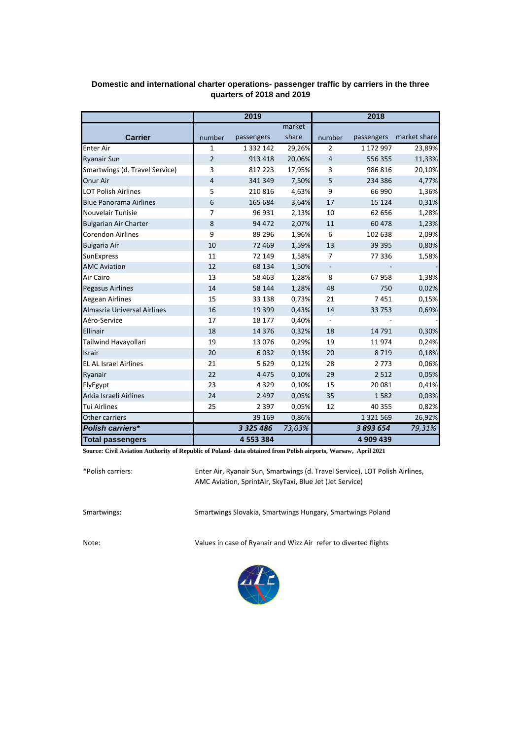**Domestic and international charter operations- passenger traffic by carriers in the three quarters of 2018 and 2019**

| Carrier | 2019 | | | 2018 | | |
|---|---|---|---|---|---|---|
| | number | passengers | market share | number | passengers | market share |
| Enter Air | 1 | 1 332 142 | 29,26% | 2 | 1 172 997 | 23,89% |
| Ryanair Sun | 2 | 913 418 | 20,06% | 4 | 556 355 | 11,33% |
| Smartwings (d. Travel Service) | 3 | 817 223 | 17,95% | 3 | 986 816 | 20,10% |
| Onur Air | 4 | 341 349 | 7,50% | 5 | 234 386 | 4,77% |
| LOT Polish Airlines | 5 | 210 816 | 4,63% | 9 | 66 990 | 1,36% |
| Blue Panorama Airlines | 6 | 165 684 | 3,64% | 17 | 15 124 | 0,31% |
| Nouvelair Tunisie | 7 | 96 931 | 2,13% | 10 | 62 656 | 1,28% |
| Bulgarian Air Charter | 8 | 94 472 | 2,07% | 11 | 60 478 | 1,23% |
| Corendon Airlines | 9 | 89 296 | 1,96% | 6 | 102 638 | 2,09% |
| Bulgaria Air | 10 | 72 469 | 1,59% | 13 | 39 395 | 0,80% |
| SunExpress | 11 | 72 149 | 1,58% | 7 | 77 336 | 1,58% |
| AMC Aviation | 12 | 68 134 | 1,50% | - | - | - |
| Air Cairo | 13 | 58 463 | 1,28% | 8 | 67 958 | 1,38% |
| Pegasus Airlines | 14 | 58 144 | 1,28% | 48 | 750 | 0,02% |
| Aegean Airlines | 15 | 33 138 | 0,73% | 21 | 7 451 | 0,15% |
| Almasria Universal Airlines | 16 | 19 399 | 0,43% | 14 | 33 753 | 0,69% |
| Aéro-Service | 17 | 18 177 | 0,40% | - | - | - |
| Ellinair | 18 | 14 376 | 0,32% | 18 | 14 791 | 0,30% |
| Tailwind Havayollari | 19 | 13 076 | 0,29% | 19 | 11 974 | 0,24% |
| Israir | 20 | 6 032 | 0,13% | 20 | 8 719 | 0,18% |
| EL AL Israel Airlines | 21 | 5 629 | 0,12% | 28 | 2 773 | 0,06% |
| Ryanair | 22 | 4 475 | 0,10% | 29 | 2 512 | 0,05% |
| FlyEgypt | 23 | 4 329 | 0,10% | 15 | 20 081 | 0,41% |
| Arkia Israeli Airlines | 24 | 2 497 | 0,05% | 35 | 1 582 | 0,03% |
| Tui Airlines | 25 | 2 397 | 0,05% | 12 | 40 355 | 0,82% |
| Other carriers | | 39 169 | 0,86% | | 1 321 569 | 26,92% |
| ***Polish carriers**** | | ***3 325 486*** | ***73,03%*** | | ***3 893 654*** | ***79,31%*** |
| **Total passengers** | | **4 553 384** | | | **4 909 439** | |

**Source: Civil Aviation Authority of Republic of Poland- data obtained from Polish airports, Warsaw, April 2021**

*Polish carriers: Enter Air, Ryanair Sun, Smartwings (d. Travel Service), LOT Polish Airlines, AMC Aviation, SprintAir, SkyTaxi, Blue Jet (Jet Service)

Smartwings: Smartwings Slovakia, Smartwings Hungary, Smartwings Poland

Note: Values in case of Ryanair and Wizz Air refer to diverted flights